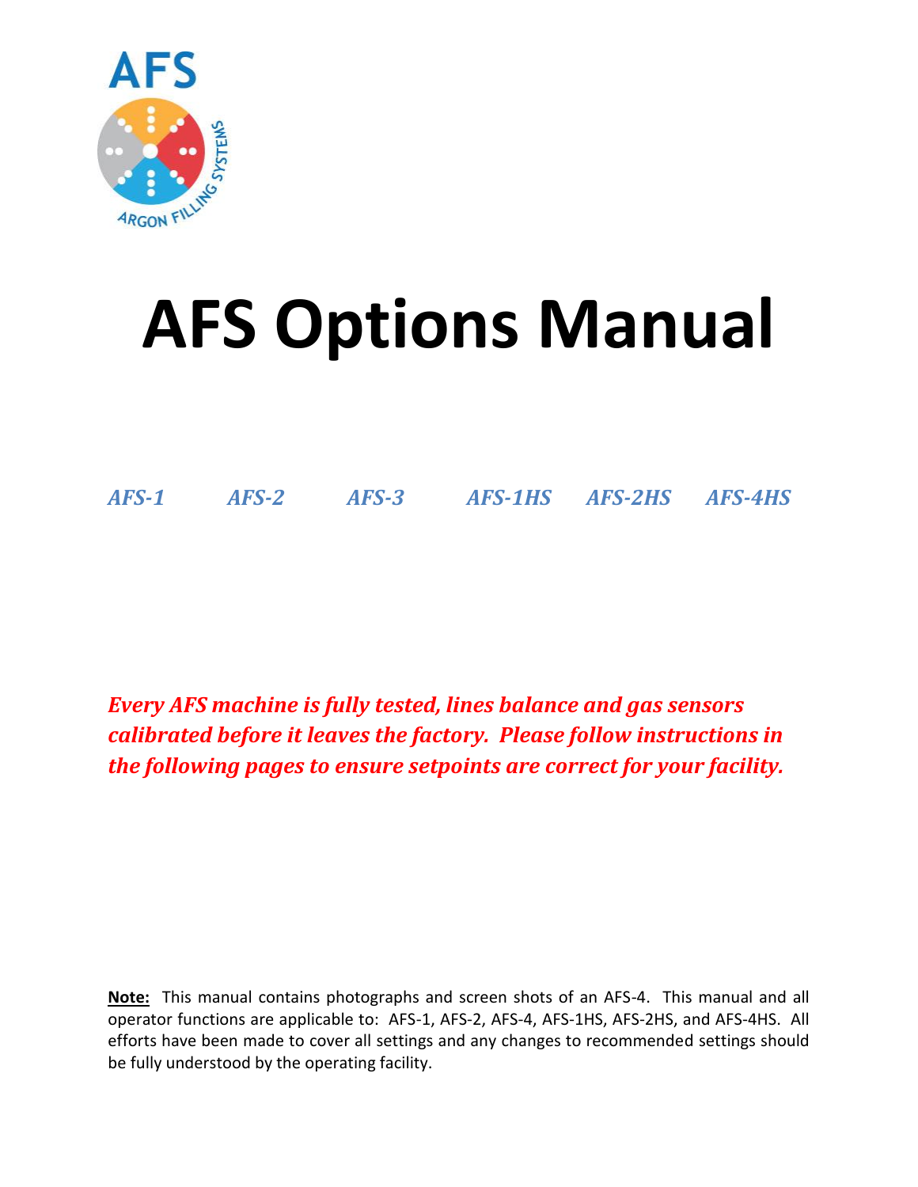AFS

ARGON FILLING SYSTEMS

# AFS Options Manual

***AFS-1*** ***AFS-2*** ***AFS-3*** ***AFS-1HS*** ***AFS-2HS*** ***AFS-4HS***

***Every AFS machine is fully tested, lines balance and gas sensors calibrated before it leaves the factory. Please follow instructions in the following pages to ensure setpoints are correct for your facility.***

**Note:** This manual contains photographs and screen shots of an AFS-4. This manual and all operator functions are applicable to: AFS-1, AFS-2, AFS-4, AFS-1HS, AFS-2HS, and AFS-4HS. All efforts have been made to cover all settings and any changes to recommended settings should be fully understood by the operating facility.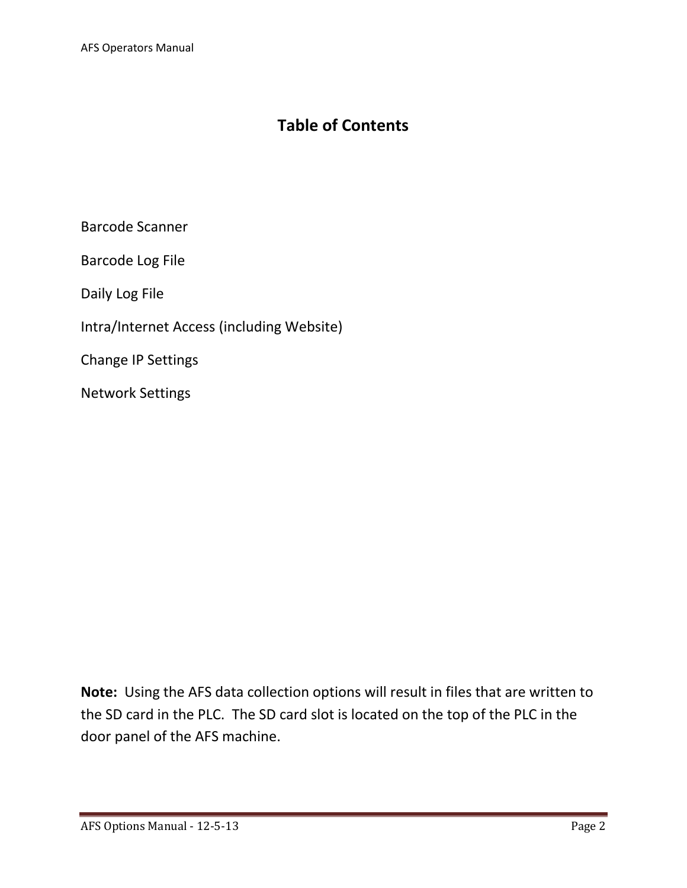# Table of Contents

Barcode Scanner

Barcode Log File

Daily Log File

Intra/Internet Access (including Website)

Change IP Settings

Network Settings

**Note:** Using the AFS data collection options will result in files that are written to the SD card in the PLC. The SD card slot is located on the top of the PLC in the door panel of the AFS machine.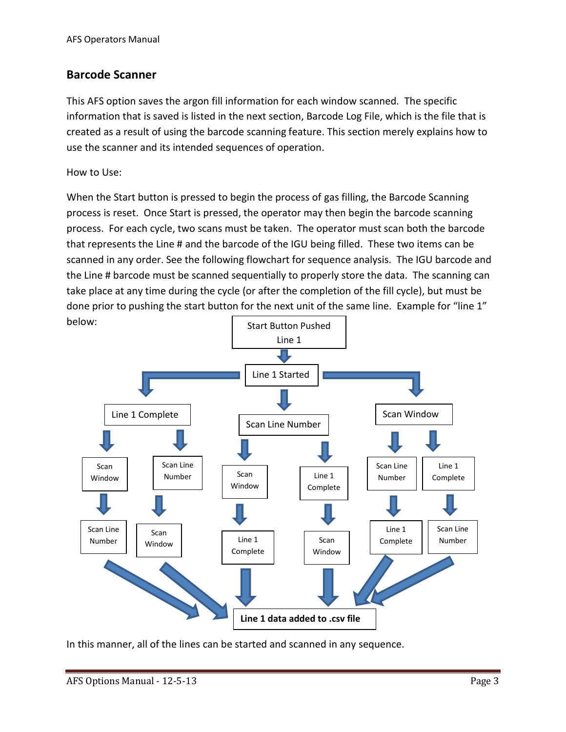## Barcode Scanner

This AFS option saves the argon fill information for each window scanned. The specific information that is saved is listed in the next section, Barcode Log File, which is the file that is created as a result of using the barcode scanning feature. This section merely explains how to use the scanner and its intended sequences of operation.

How to Use:

When the Start button is pressed to begin the process of gas filling, the Barcode Scanning process is reset. Once Start is pressed, the operator may then begin the barcode scanning process. For each cycle, two scans must be taken. The operator must scan both the barcode that represents the Line # and the barcode of the IGU being filled. These two items can be scanned in any order. See the following flowchart for sequence analysis. The IGU barcode and the Line # barcode must be scanned sequentially to properly store the data. The scanning can take place at any time during the cycle (or after the completion of the fill cycle), but must be done prior to pushing the start button for the next unit of the same line. Example for "line 1" below:

Start Button Pushed Line 1
→ Line 1 Started
→ Line 1 Complete → Scan Window → Scan Line Number → **Line 1 data added to .csv file**
→ Line 1 Complete → Scan Line Number → Scan Window → **Line 1 data added to .csv file**
→ Scan Line Number → Scan Window → Line 1 Complete → **Line 1 data added to .csv file**
→ Scan Line Number → Line 1 Complete → Scan Window → **Line 1 data added to .csv file**
→ Scan Window → Scan Line Number → Line 1 Complete → **Line 1 data added to .csv file**
→ Scan Window → Line 1 Complete → Scan Line Number → **Line 1 data added to .csv file**

In this manner, all of the lines can be started and scanned in any sequence.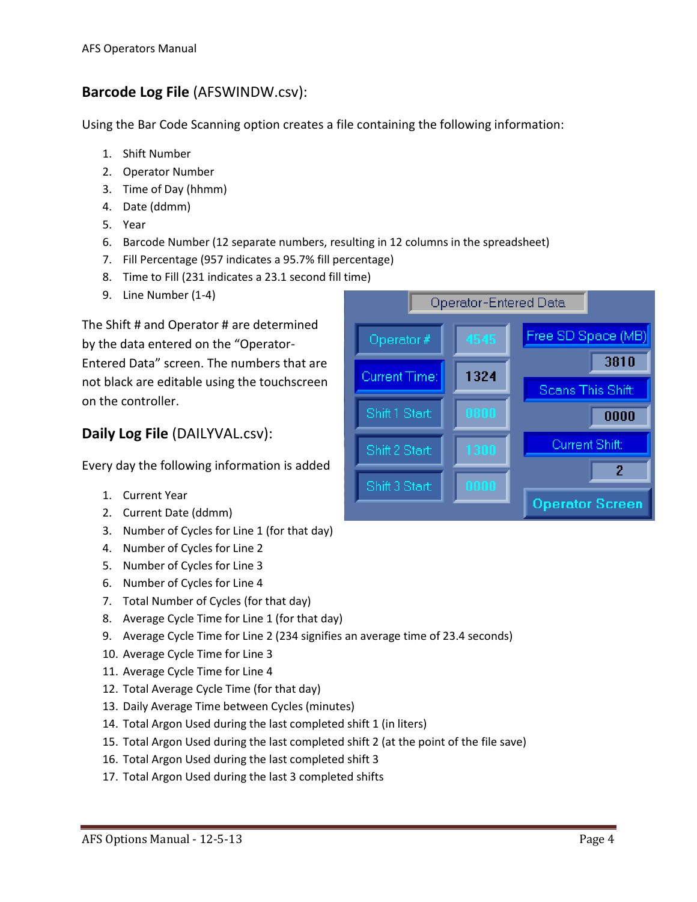## **Barcode Log File** (AFSWINDW.csv):

Using the Bar Code Scanning option creates a file containing the following information:

1. Shift Number
2. Operator Number
3. Time of Day (hhmm)
4. Date (ddmm)
5. Year
6. Barcode Number (12 separate numbers, resulting in 12 columns in the spreadsheet)
7. Fill Percentage (957 indicates a 95.7% fill percentage)
8. Time to Fill (231 indicates a 23.1 second fill time)
9. Line Number (1-4)

The Shift # and Operator # are determined by the data entered on the "Operator-Entered Data" screen. The numbers that are not black are editable using the touchscreen on the controller.

## **Daily Log File** (DAILYVAL.csv):

Every day the following information is added

1. Current Year
2. Current Date (ddmm)
3. Number of Cycles for Line 1 (for that day)
4. Number of Cycles for Line 2
5. Number of Cycles for Line 3
6. Number of Cycles for Line 4
7. Total Number of Cycles (for that day)
8. Average Cycle Time for Line 1 (for that day)
9. Average Cycle Time for Line 2 (234 signifies an average time of 23.4 seconds)
10. Average Cycle Time for Line 3
11. Average Cycle Time for Line 4
12. Total Average Cycle Time (for that day)
13. Daily Average Time between Cycles (minutes)
14. Total Argon Used during the last completed shift 1 (in liters)
15. Total Argon Used during the last completed shift 2 (at the point of the file save)
16. Total Argon Used during the last completed shift 3
17. Total Argon Used during the last 3 completed shifts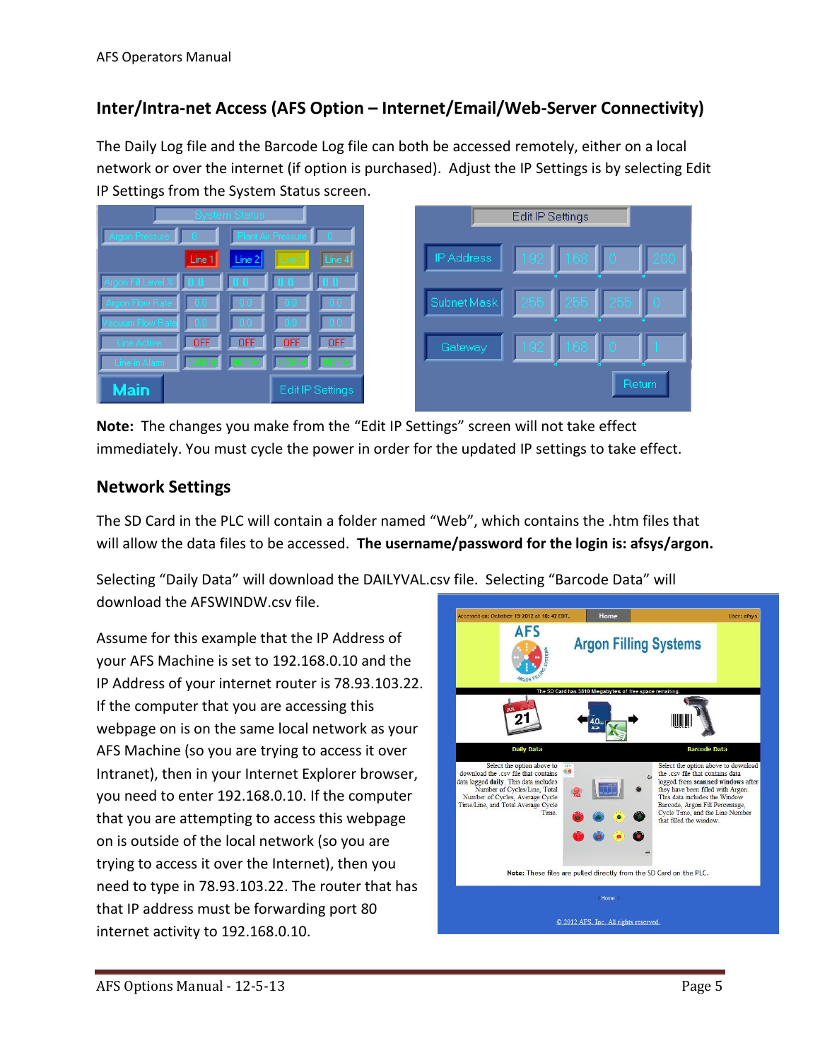## Inter/Intra-net Access (AFS Option – Internet/Email/Web-Server Connectivity)

The Daily Log file and the Barcode Log file can both be accessed remotely, either on a local network or over the internet (if option is purchased). Adjust the IP Settings is by selecting Edit IP Settings from the System Status screen.

**Note:** The changes you make from the "Edit IP Settings" screen will not take effect immediately. You must cycle the power in order for the updated IP settings to take effect.

## Network Settings

The SD Card in the PLC will contain a folder named "Web", which contains the .htm files that will allow the data files to be accessed. **The username/password for the login is: afsys/argon.**

Selecting "Daily Data" will download the DAILYVAL.csv file. Selecting "Barcode Data" will download the AFSWINDW.csv file.

Assume for this example that the IP Address of your AFS Machine is set to 192.168.0.10 and the IP Address of your internet router is 78.93.103.22. If the computer that you are accessing this webpage on is on the same local network as your AFS Machine (so you are trying to access it over Intranet), then in your Internet Explorer browser, you need to enter 192.168.0.10. If the computer that you are attempting to access this webpage on is outside of the local network (so you are trying to access it over the Internet), then you need to type in 78.93.103.22. The router that has that IP address must be forwarding port 80 internet activity to 192.168.0.10.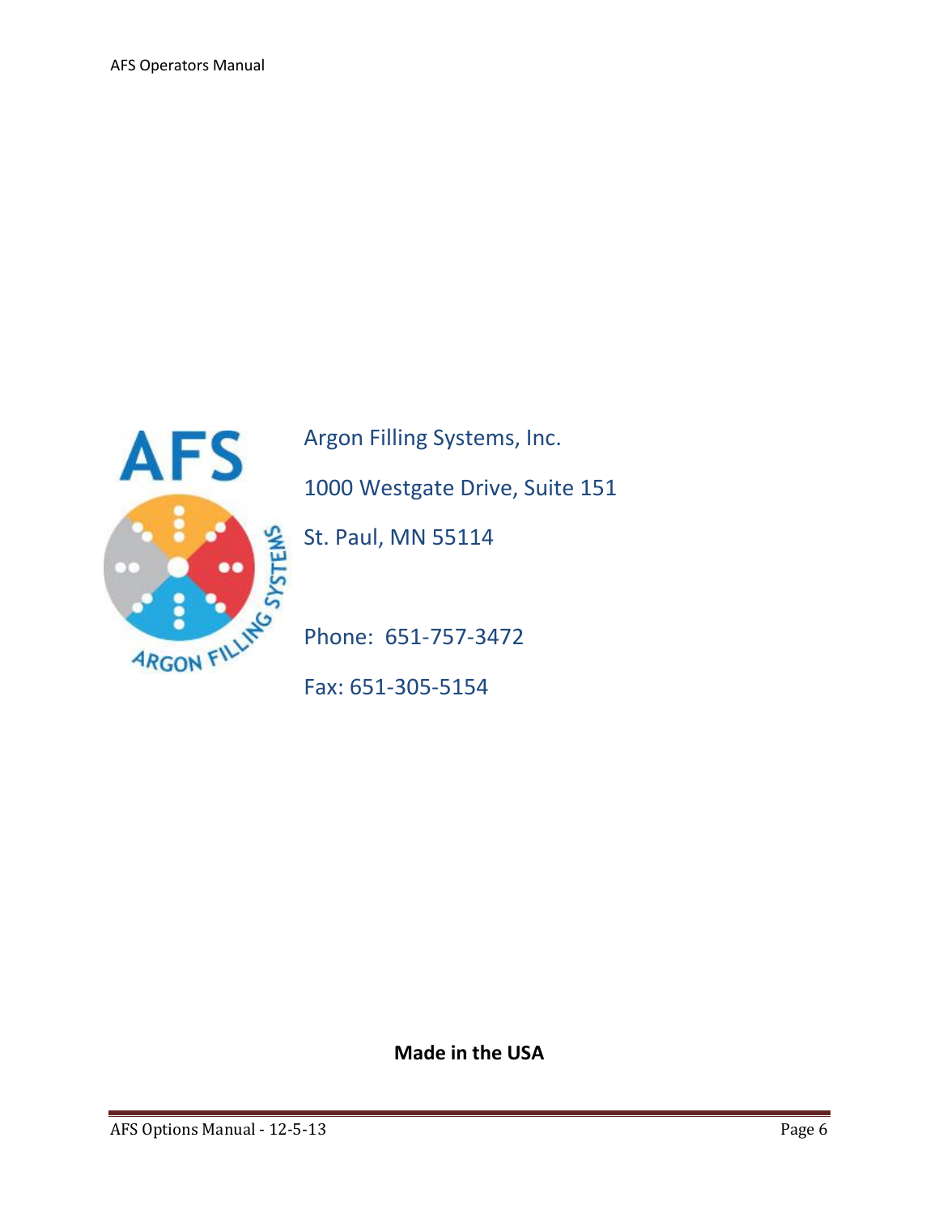Argon Filling Systems, Inc.

1000 Westgate Drive, Suite 151

St. Paul, MN 55114

Phone: 651-757-3472

Fax: 651-305-5154

**Made in the USA**